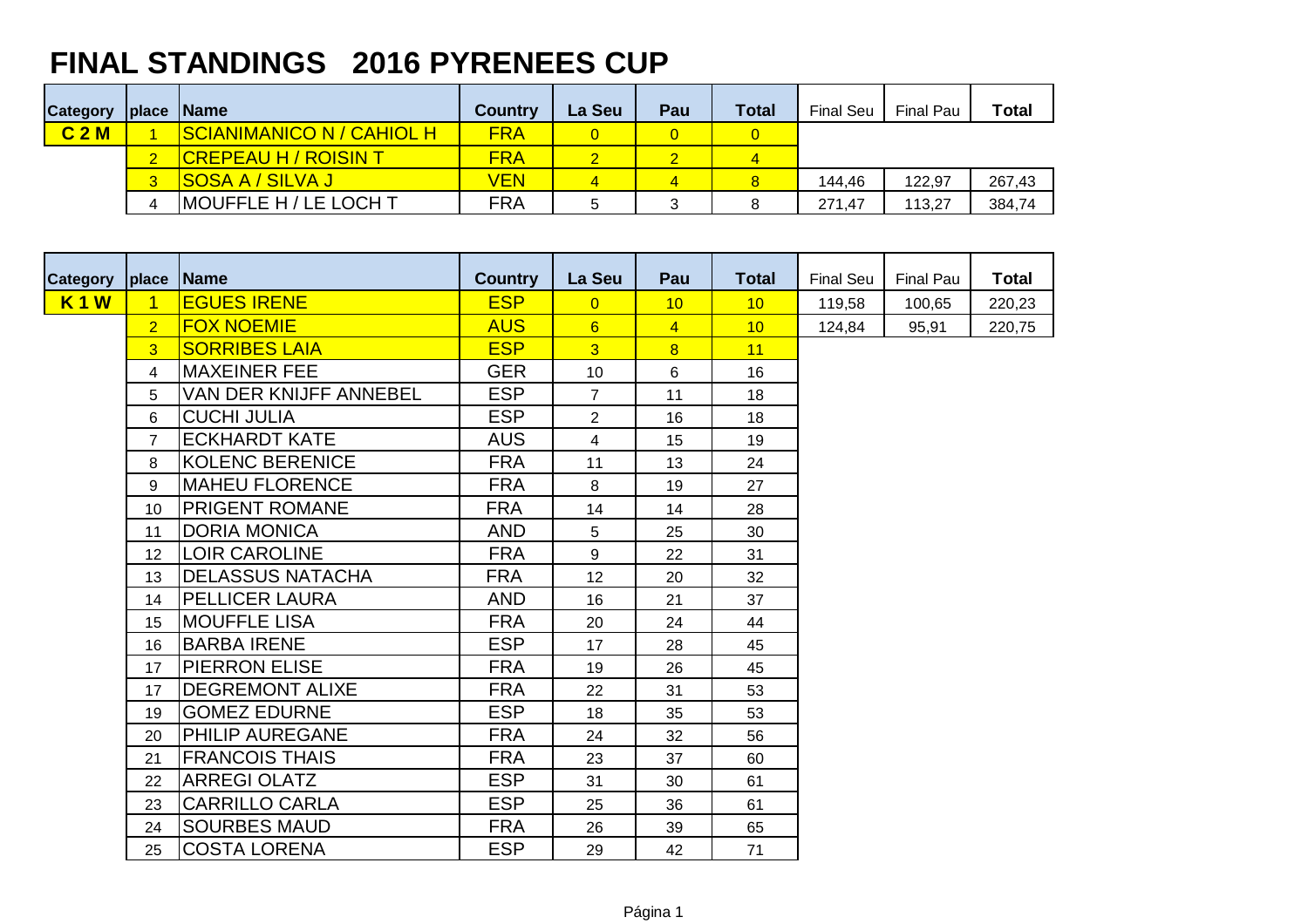# FINAL STANDINGS 2016 PYRENEES CUP

| Category | place | Name | Country | La Seu | Pau | Total | Final Seu | Final Pau | Total |
|---|---|---|---|---|---|---|---|---|---|
| C 2 M | 1 | SCIANIMANICO N / CAHIOL H | FRA | 0 | 0 | 0 | | | |
| | 2 | CREPEAU H / ROISIN T | FRA | 2 | 2 | 4 | | | |
| | 3 | SOSA A / SILVA J | VEN | 4 | 4 | 8 | 144,46 | 122,97 | 267,43 |
| | 4 | MOUFFLE H / LE LOCH T | FRA | 5 | 3 | 8 | 271,47 | 113,27 | 384,74 |

| Category | place | Name | Country | La Seu | Pau | Total | Final Seu | Final Pau | Total |
|---|---|---|---|---|---|---|---|---|---|
| K 1 W | 1 | EGUES IRENE | ESP | 0 | 10 | 10 | 119,58 | 100,65 | 220,23 |
| | 2 | FOX NOEMIE | AUS | 6 | 4 | 10 | 124,84 | 95,91 | 220,75 |
| | 3 | SORRIBES LAIA | ESP | 3 | 8 | 11 | | | |
| | 4 | MAXEINER FEE | GER | 10 | 6 | 16 | | | |
| | 5 | VAN DER KNIJFF ANNEBEL | ESP | 7 | 11 | 18 | | | |
| | 6 | CUCHI JULIA | ESP | 2 | 16 | 18 | | | |
| | 7 | ECKHARDT KATE | AUS | 4 | 15 | 19 | | | |
| | 8 | KOLENC BERENICE | FRA | 11 | 13 | 24 | | | |
| | 9 | MAHEU FLORENCE | FRA | 8 | 19 | 27 | | | |
| | 10 | PRIGENT ROMANE | FRA | 14 | 14 | 28 | | | |
| | 11 | DORIA MONICA | AND | 5 | 25 | 30 | | | |
| | 12 | LOIR CAROLINE | FRA | 9 | 22 | 31 | | | |
| | 13 | DELASSUS NATACHA | FRA | 12 | 20 | 32 | | | |
| | 14 | PELLICER LAURA | AND | 16 | 21 | 37 | | | |
| | 15 | MOUFFLE LISA | FRA | 20 | 24 | 44 | | | |
| | 16 | BARBA IRENE | ESP | 17 | 28 | 45 | | | |
| | 17 | PIERRON ELISE | FRA | 19 | 26 | 45 | | | |
| | 17 | DEGREMONT ALIXE | FRA | 22 | 31 | 53 | | | |
| | 19 | GOMEZ EDURNE | ESP | 18 | 35 | 53 | | | |
| | 20 | PHILIP AUREGANE | FRA | 24 | 32 | 56 | | | |
| | 21 | FRANCOIS THAIS | FRA | 23 | 37 | 60 | | | |
| | 22 | ARREGI OLATZ | ESP | 31 | 30 | 61 | | | |
| | 23 | CARRILLO CARLA | ESP | 25 | 36 | 61 | | | |
| | 24 | SOURBES MAUD | FRA | 26 | 39 | 65 | | | |
| | 25 | COSTA LORENA | ESP | 29 | 42 | 71 | | | |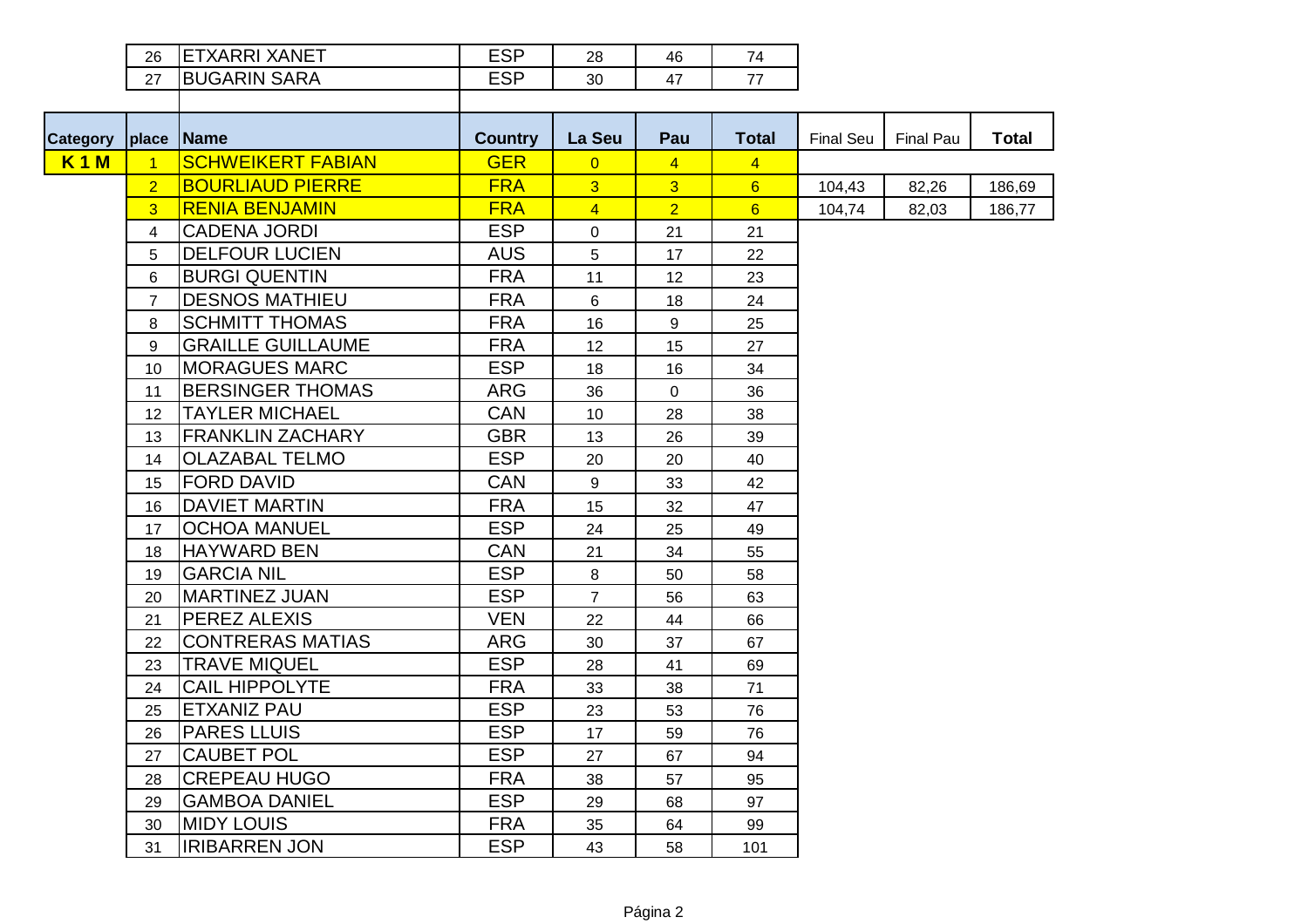| | place | Name | Country | La Seu | Pau | Total | | | |
|---|---|---|---|---|---|---|---|---|---|
| | 26 | ETXARRI XANET | ESP | 28 | 46 | 74 | | | |
| | 27 | BUGARIN SARA | ESP | 30 | 47 | 77 | | | |

| Category | place | Name | Country | La Seu | Pau | Total | Final Seu | Final Pau | Total |
|---|---|---|---|---|---|---|---|---|---|
| **K 1 M** | 1 | SCHWEIKERT FABIAN | GER | 0 | 4 | 4 | | | |
| | 2 | BOURLIAUD PIERRE | FRA | 3 | 3 | 6 | 104,43 | 82,26 | 186,69 |
| | 3 | RENIA BENJAMIN | FRA | 4 | 2 | 6 | 104,74 | 82,03 | 186,77 |
| | 4 | CADENA JORDI | ESP | 0 | 21 | 21 | | | |
| | 5 | DELFOUR LUCIEN | AUS | 5 | 17 | 22 | | | |
| | 6 | BURGI QUENTIN | FRA | 11 | 12 | 23 | | | |
| | 7 | DESNOS MATHIEU | FRA | 6 | 18 | 24 | | | |
| | 8 | SCHMITT THOMAS | FRA | 16 | 9 | 25 | | | |
| | 9 | GRAILLE GUILLAUME | FRA | 12 | 15 | 27 | | | |
| | 10 | MORAGUES MARC | ESP | 18 | 16 | 34 | | | |
| | 11 | BERSINGER THOMAS | ARG | 36 | 0 | 36 | | | |
| | 12 | TAYLER MICHAEL | CAN | 10 | 28 | 38 | | | |
| | 13 | FRANKLIN ZACHARY | GBR | 13 | 26 | 39 | | | |
| | 14 | OLAZABAL TELMO | ESP | 20 | 20 | 40 | | | |
| | 15 | FORD DAVID | CAN | 9 | 33 | 42 | | | |
| | 16 | DAVIET MARTIN | FRA | 15 | 32 | 47 | | | |
| | 17 | OCHOA MANUEL | ESP | 24 | 25 | 49 | | | |
| | 18 | HAYWARD BEN | CAN | 21 | 34 | 55 | | | |
| | 19 | GARCIA NIL | ESP | 8 | 50 | 58 | | | |
| | 20 | MARTINEZ JUAN | ESP | 7 | 56 | 63 | | | |
| | 21 | PEREZ ALEXIS | VEN | 22 | 44 | 66 | | | |
| | 22 | CONTRERAS MATIAS | ARG | 30 | 37 | 67 | | | |
| | 23 | TRAVE MIQUEL | ESP | 28 | 41 | 69 | | | |
| | 24 | CAIL HIPPOLYTE | FRA | 33 | 38 | 71 | | | |
| | 25 | ETXANIZ PAU | ESP | 23 | 53 | 76 | | | |
| | 26 | PARES LLUIS | ESP | 17 | 59 | 76 | | | |
| | 27 | CAUBET POL | ESP | 27 | 67 | 94 | | | |
| | 28 | CREPEAU HUGO | FRA | 38 | 57 | 95 | | | |
| | 29 | GAMBOA DANIEL | ESP | 29 | 68 | 97 | | | |
| | 30 | MIDY LOUIS | FRA | 35 | 64 | 99 | | | |
| | 31 | IRIBARREN JON | ESP | 43 | 58 | 101 | | | |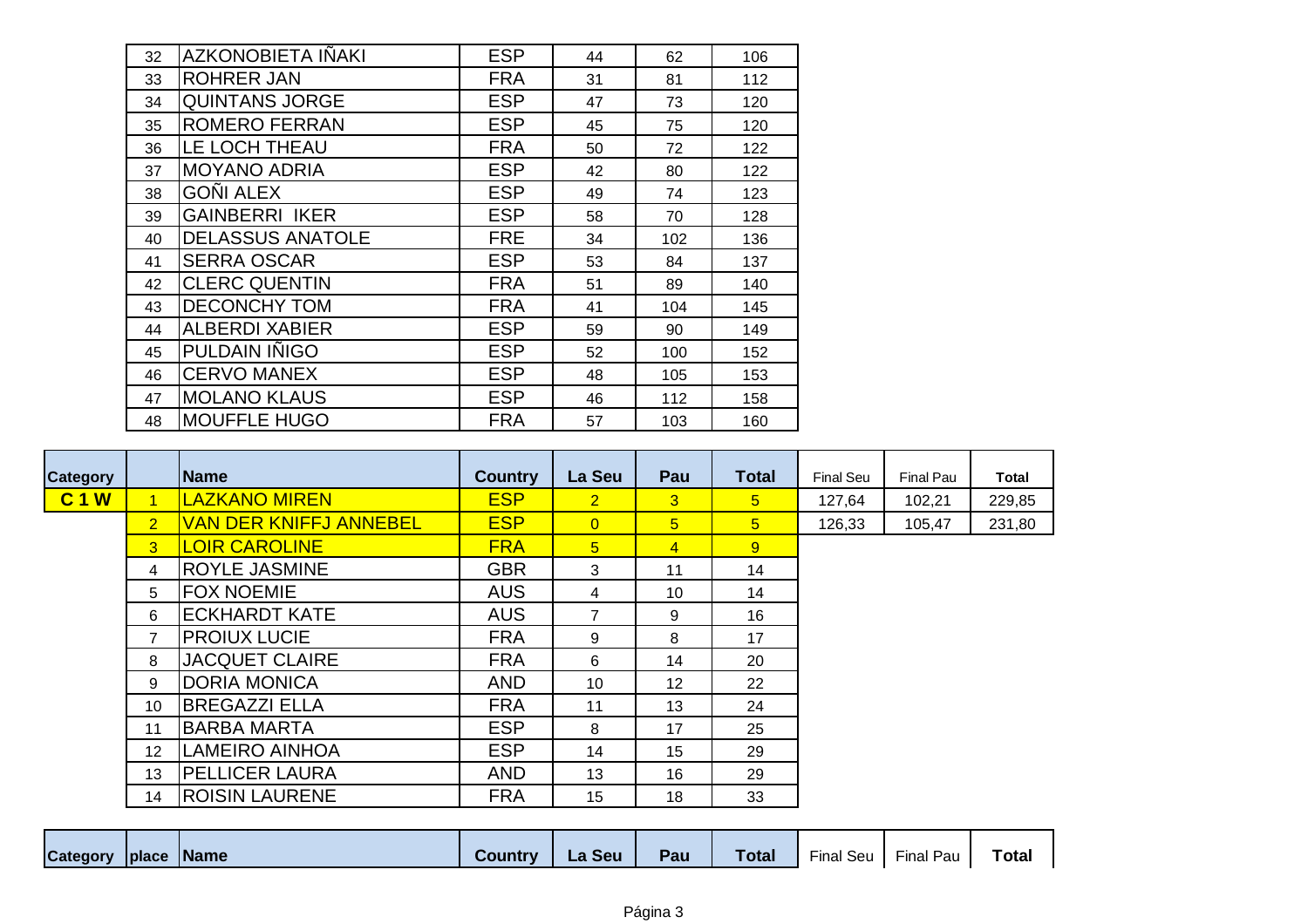| | | | | | |
|---|---|---|---|---|---|
| 32 | AZKONOBIETA IÑAKI | ESP | 44 | 62 | 106 |
| 33 | ROHRER JAN | FRA | 31 | 81 | 112 |
| 34 | QUINTANS JORGE | ESP | 47 | 73 | 120 |
| 35 | ROMERO FERRAN | ESP | 45 | 75 | 120 |
| 36 | LE LOCH THEAU | FRA | 50 | 72 | 122 |
| 37 | MOYANO ADRIA | ESP | 42 | 80 | 122 |
| 38 | GOÑI ALEX | ESP | 49 | 74 | 123 |
| 39 | GAINBERRI IKER | ESP | 58 | 70 | 128 |
| 40 | DELASSUS ANATOLE | FRE | 34 | 102 | 136 |
| 41 | SERRA OSCAR | ESP | 53 | 84 | 137 |
| 42 | CLERC QUENTIN | FRA | 51 | 89 | 140 |
| 43 | DECONCHY TOM | FRA | 41 | 104 | 145 |
| 44 | ALBERDI XABIER | ESP | 59 | 90 | 149 |
| 45 | PULDAIN IÑIGO | ESP | 52 | 100 | 152 |
| 46 | CERVO MANEX | ESP | 48 | 105 | 153 |
| 47 | MOLANO KLAUS | ESP | 46 | 112 | 158 |
| 48 | MOUFFLE HUGO | FRA | 57 | 103 | 160 |

| Category | | Name | Country | La Seu | Pau | Total | Final Seu | Final Pau | Total |
|---|---|---|---|---|---|---|---|---|---|
| **C 1 W** | 1 | LAZKANO MIREN | ESP | 2 | 3 | 5 | 127,64 | 102,21 | 229,85 |
| | 2 | VAN DER KNIFFJ ANNEBEL | ESP | 0 | 5 | 5 | 126,33 | 105,47 | 231,80 |
| | 3 | LOIR CAROLINE | FRA | 5 | 4 | 9 | | | |
| | 4 | ROYLE JASMINE | GBR | 3 | 11 | 14 | | | |
| | 5 | FOX NOEMIE | AUS | 4 | 10 | 14 | | | |
| | 6 | ECKHARDT KATE | AUS | 7 | 9 | 16 | | | |
| | 7 | PROIUX LUCIE | FRA | 9 | 8 | 17 | | | |
| | 8 | JACQUET CLAIRE | FRA | 6 | 14 | 20 | | | |
| | 9 | DORIA MONICA | AND | 10 | 12 | 22 | | | |
| | 10 | BREGAZZI ELLA | FRA | 11 | 13 | 24 | | | |
| | 11 | BARBA MARTA | ESP | 8 | 17 | 25 | | | |
| | 12 | LAMEIRO AINHOA | ESP | 14 | 15 | 29 | | | |
| | 13 | PELLICER LAURA | AND | 13 | 16 | 29 | | | |
| | 14 | ROISIN LAURENE | FRA | 15 | 18 | 33 | | | |

| Category | place | Name | Country | La Seu | Pau | Total | Final Seu | Final Pau | Total |
|---|---|---|---|---|---|---|---|---|---|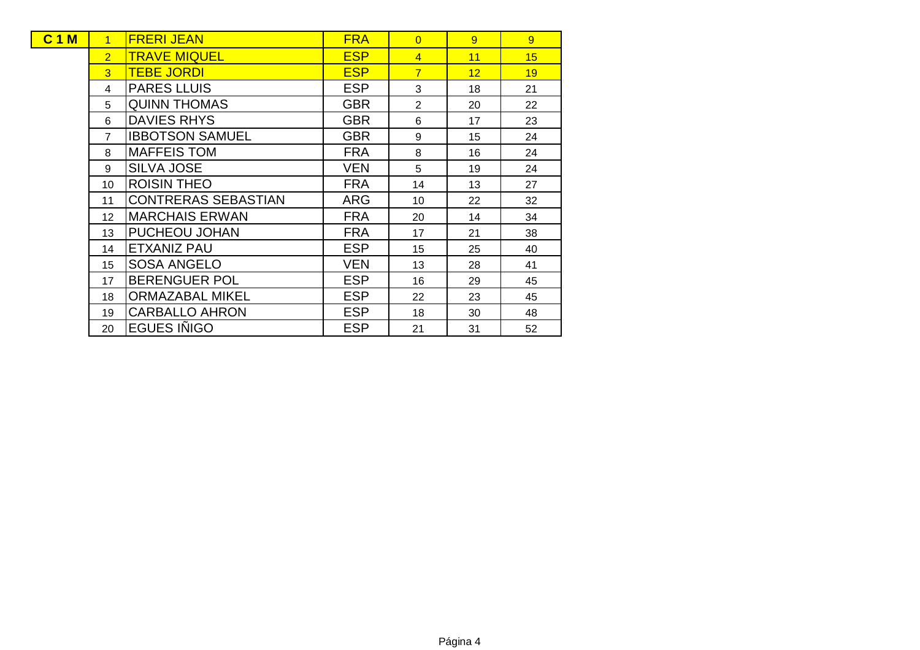| | | | | | | |
|---|---|---|---|---|---|---|
| **C 1 M** | 1 | FRERI JEAN | FRA | 0 | 9 | 9 |
| | 2 | TRAVE MIQUEL | ESP | 4 | 11 | 15 |
| | 3 | TEBE JORDI | ESP | 7 | 12 | 19 |
| | 4 | PARES LLUIS | ESP | 3 | 18 | 21 |
| | 5 | QUINN THOMAS | GBR | 2 | 20 | 22 |
| | 6 | DAVIES RHYS | GBR | 6 | 17 | 23 |
| | 7 | IBBOTSON SAMUEL | GBR | 9 | 15 | 24 |
| | 8 | MAFFEIS TOM | FRA | 8 | 16 | 24 |
| | 9 | SILVA JOSE | VEN | 5 | 19 | 24 |
| | 10 | ROISIN THEO | FRA | 14 | 13 | 27 |
| | 11 | CONTRERAS SEBASTIAN | ARG | 10 | 22 | 32 |
| | 12 | MARCHAIS ERWAN | FRA | 20 | 14 | 34 |
| | 13 | PUCHEOU JOHAN | FRA | 17 | 21 | 38 |
| | 14 | ETXANIZ PAU | ESP | 15 | 25 | 40 |
| | 15 | SOSA ANGELO | VEN | 13 | 28 | 41 |
| | 17 | BERENGUER POL | ESP | 16 | 29 | 45 |
| | 18 | ORMAZABAL MIKEL | ESP | 22 | 23 | 45 |
| | 19 | CARBALLO AHRON | ESP | 18 | 30 | 48 |
| | 20 | EGUES IÑIGO | ESP | 21 | 31 | 52 |